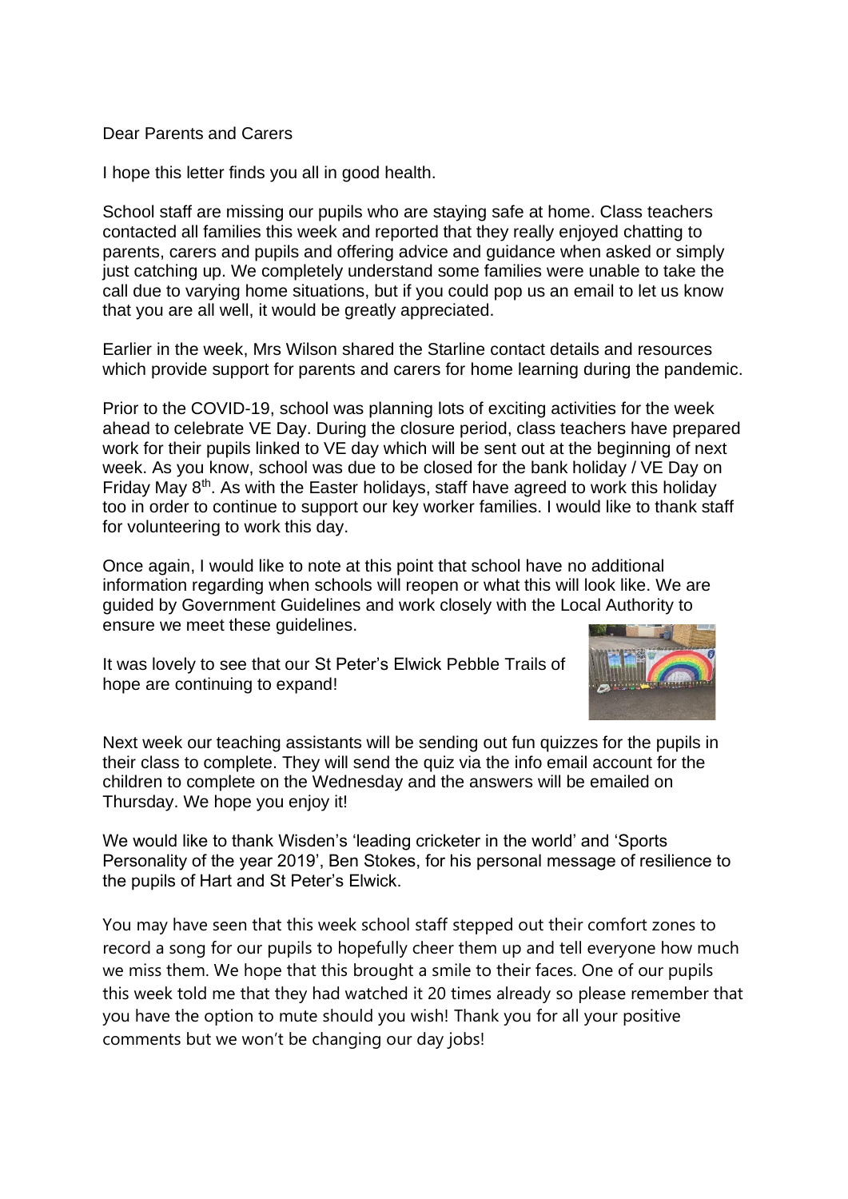Dear Parents and Carers

I hope this letter finds you all in good health.

School staff are missing our pupils who are staying safe at home. Class teachers contacted all families this week and reported that they really enjoyed chatting to parents, carers and pupils and offering advice and guidance when asked or simply just catching up. We completely understand some families were unable to take the call due to varying home situations, but if you could pop us an email to let us know that you are all well, it would be greatly appreciated.

Earlier in the week, Mrs Wilson shared the Starline contact details and resources which provide support for parents and carers for home learning during the pandemic.

Prior to the COVID-19, school was planning lots of exciting activities for the week ahead to celebrate VE Day. During the closure period, class teachers have prepared work for their pupils linked to VE day which will be sent out at the beginning of next week. As you know, school was due to be closed for the bank holiday / VE Day on Friday May 8th. As with the Easter holidays, staff have agreed to work this holiday too in order to continue to support our key worker families. I would like to thank staff for volunteering to work this day.

Once again, I would like to note at this point that school have no additional information regarding when schools will reopen or what this will look like. We are guided by Government Guidelines and work closely with the Local Authority to ensure we meet these guidelines.

It was lovely to see that our St Peter's Elwick Pebble Trails of hope are continuing to expand!

Next week our teaching assistants will be sending out fun quizzes for the pupils in their class to complete. They will send the quiz via the info email account for the children to complete on the Wednesday and the answers will be emailed on Thursday. We hope you enjoy it!

We would like to thank Wisden's 'leading cricketer in the world' and 'Sports Personality of the year 2019', Ben Stokes, for his personal message of resilience to the pupils of Hart and St Peter's Elwick.

You may have seen that this week school staff stepped out their comfort zones to record a song for our pupils to hopefully cheer them up and tell everyone how much we miss them. We hope that this brought a smile to their faces. One of our pupils this week told me that they had watched it 20 times already so please remember that you have the option to mute should you wish! Thank you for all your positive comments but we won't be changing our day jobs!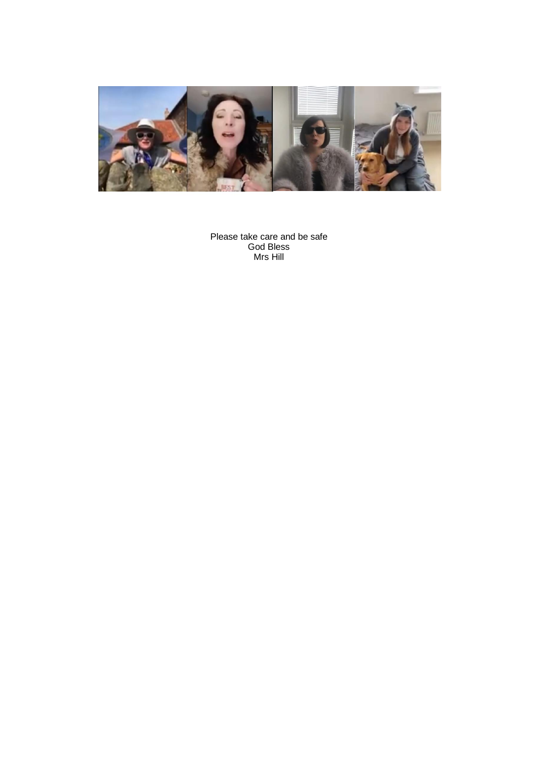Please take care and be safe
God Bless
Mrs Hill